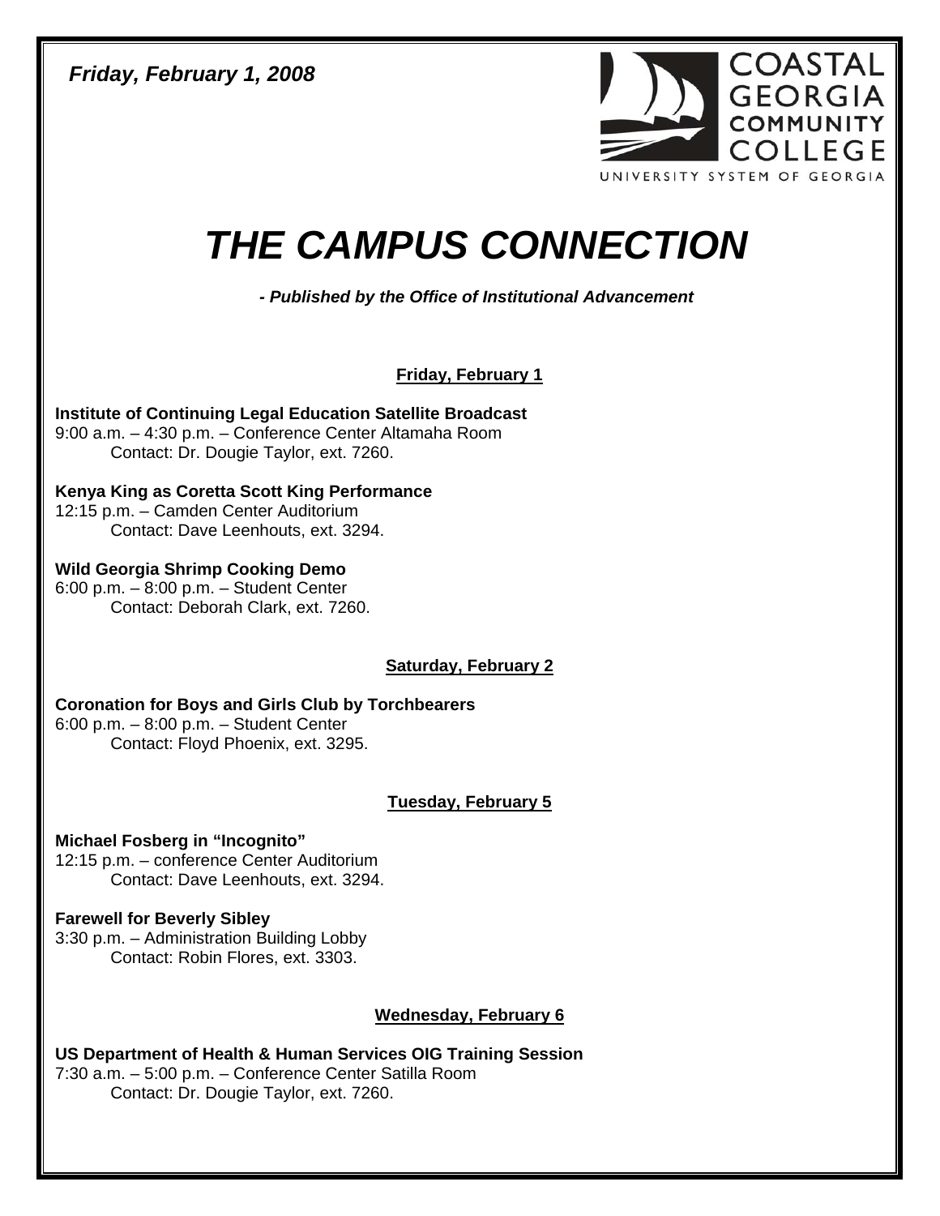*Friday, February 1, 2008*

COASTAL GEORGIA COMMUNITY COLLEGE
UNIVERSITY SYSTEM OF GEORGIA

# *THE CAMPUS CONNECTION*

***- Published by the Office of Institutional Advancement***

## Friday, February 1

**Institute of Continuing Legal Education Satellite Broadcast**
9:00 a.m. – 4:30 p.m. – Conference Center Altamaha Room
Contact: Dr. Dougie Taylor, ext. 7260.

**Kenya King as Coretta Scott King Performance**
12:15 p.m. – Camden Center Auditorium
Contact: Dave Leenhouts, ext. 3294.

**Wild Georgia Shrimp Cooking Demo**
6:00 p.m. – 8:00 p.m. – Student Center
Contact: Deborah Clark, ext. 7260.

## Saturday, February 2

**Coronation for Boys and Girls Club by Torchbearers**
6:00 p.m. – 8:00 p.m. – Student Center
Contact: Floyd Phoenix, ext. 3295.

## Tuesday, February 5

**Michael Fosberg in "Incognito"**
12:15 p.m. – conference Center Auditorium
Contact: Dave Leenhouts, ext. 3294.

**Farewell for Beverly Sibley**
3:30 p.m. – Administration Building Lobby
Contact: Robin Flores, ext. 3303.

## Wednesday, February 6

**US Department of Health & Human Services OIG Training Session**
7:30 a.m. – 5:00 p.m. – Conference Center Satilla Room
Contact: Dr. Dougie Taylor, ext. 7260.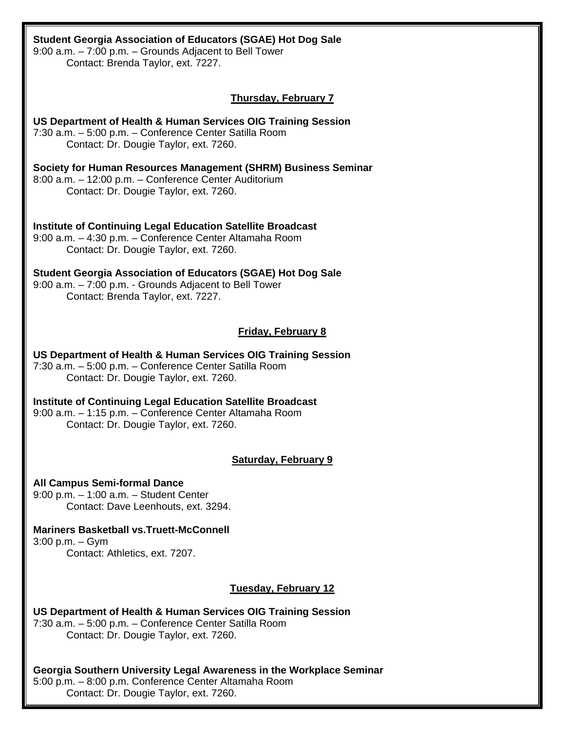**Student Georgia Association of Educators (SGAE) Hot Dog Sale**
9:00 a.m. – 7:00 p.m. – Grounds Adjacent to Bell Tower
Contact: Brenda Taylor, ext. 7227.

## Thursday, February 7

**US Department of Health & Human Services OIG Training Session**
7:30 a.m. – 5:00 p.m. – Conference Center Satilla Room
Contact: Dr. Dougie Taylor, ext. 7260.

**Society for Human Resources Management (SHRM) Business Seminar**
8:00 a.m. – 12:00 p.m. – Conference Center Auditorium
Contact: Dr. Dougie Taylor, ext. 7260.

**Institute of Continuing Legal Education Satellite Broadcast**
9:00 a.m. – 4:30 p.m. – Conference Center Altamaha Room
Contact: Dr. Dougie Taylor, ext. 7260.

**Student Georgia Association of Educators (SGAE) Hot Dog Sale**
9:00 a.m. – 7:00 p.m. - Grounds Adjacent to Bell Tower
Contact: Brenda Taylor, ext. 7227.

## Friday, February 8

**US Department of Health & Human Services OIG Training Session**
7:30 a.m. – 5:00 p.m. – Conference Center Satilla Room
Contact: Dr. Dougie Taylor, ext. 7260.

**Institute of Continuing Legal Education Satellite Broadcast**
9:00 a.m. – 1:15 p.m. – Conference Center Altamaha Room
Contact: Dr. Dougie Taylor, ext. 7260.

## Saturday, February 9

**All Campus Semi-formal Dance**
9:00 p.m. – 1:00 a.m. – Student Center
Contact: Dave Leenhouts, ext. 3294.

**Mariners Basketball vs.Truett-McConnell**
3:00 p.m. – Gym
Contact: Athletics, ext. 7207.

## Tuesday, February 12

**US Department of Health & Human Services OIG Training Session**
7:30 a.m. – 5:00 p.m. – Conference Center Satilla Room
Contact: Dr. Dougie Taylor, ext. 7260.

**Georgia Southern University Legal Awareness in the Workplace Seminar**
5:00 p.m. – 8:00 p.m. Conference Center Altamaha Room
Contact: Dr. Dougie Taylor, ext. 7260.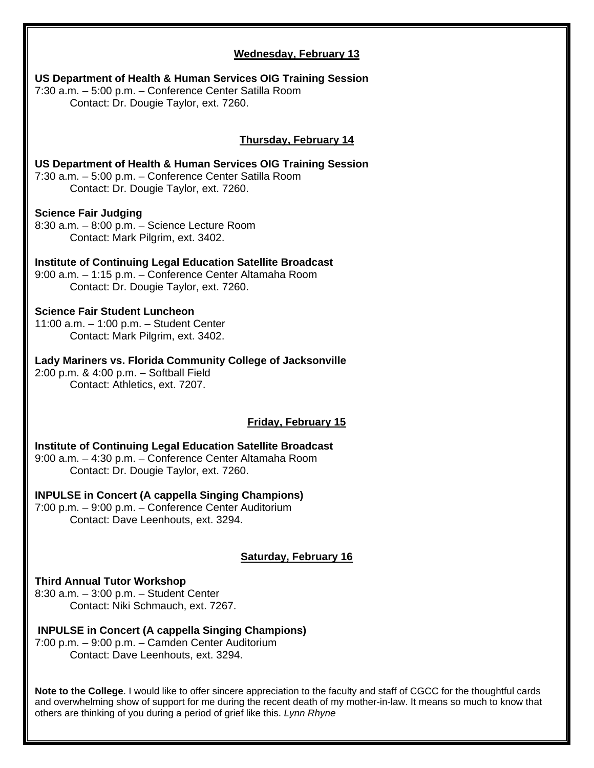## Wednesday, February 13

**US Department of Health & Human Services OIG Training Session**
7:30 a.m. – 5:00 p.m. – Conference Center Satilla Room
Contact: Dr. Dougie Taylor, ext. 7260.

## Thursday, February 14

**US Department of Health & Human Services OIG Training Session**
7:30 a.m. – 5:00 p.m. – Conference Center Satilla Room
Contact: Dr. Dougie Taylor, ext. 7260.

**Science Fair Judging**
8:30 a.m. – 8:00 p.m. – Science Lecture Room
Contact: Mark Pilgrim, ext. 3402.

**Institute of Continuing Legal Education Satellite Broadcast**
9:00 a.m. – 1:15 p.m. – Conference Center Altamaha Room
Contact: Dr. Dougie Taylor, ext. 7260.

**Science Fair Student Luncheon**
11:00 a.m. – 1:00 p.m. – Student Center
Contact: Mark Pilgrim, ext. 3402.

**Lady Mariners vs. Florida Community College of Jacksonville**
2:00 p.m. & 4:00 p.m. – Softball Field
Contact: Athletics, ext. 7207.

## Friday, February 15

**Institute of Continuing Legal Education Satellite Broadcast**
9:00 a.m. – 4:30 p.m. – Conference Center Altamaha Room
Contact: Dr. Dougie Taylor, ext. 7260.

**INPULSE in Concert (A cappella Singing Champions)**
7:00 p.m. – 9:00 p.m. – Conference Center Auditorium
Contact: Dave Leenhouts, ext. 3294.

## Saturday, February 16

**Third Annual Tutor Workshop**
8:30 a.m. – 3:00 p.m. – Student Center
Contact: Niki Schmauch, ext. 7267.

**INPULSE in Concert (A cappella Singing Champions)**
7:00 p.m. – 9:00 p.m. – Camden Center Auditorium
Contact: Dave Leenhouts, ext. 3294.

**Note to the College**. I would like to offer sincere appreciation to the faculty and staff of CGCC for the thoughtful cards and overwhelming show of support for me during the recent death of my mother-in-law. It means so much to know that others are thinking of you during a period of grief like this. *Lynn Rhyne*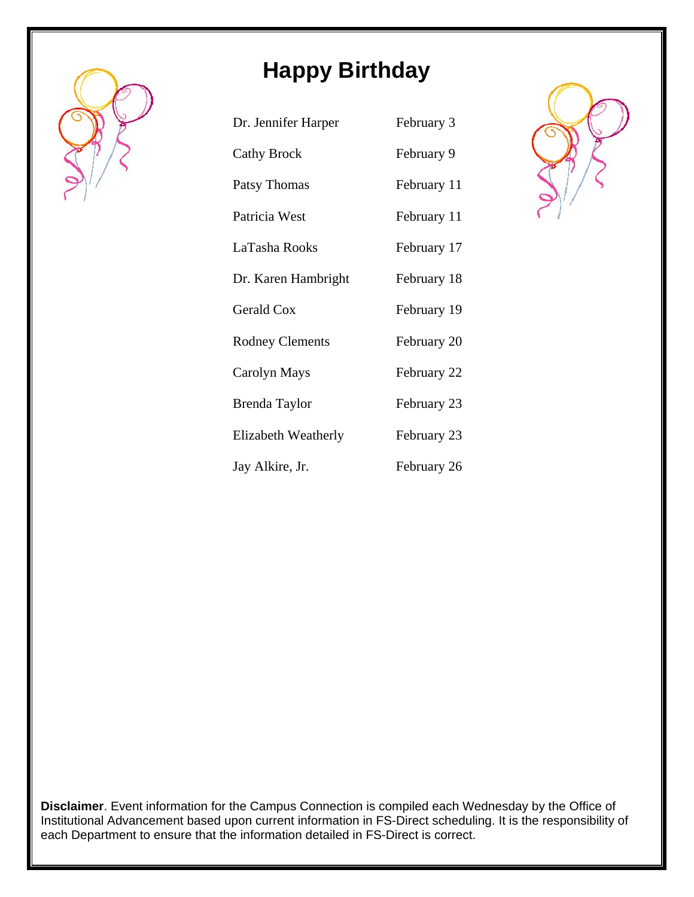# Happy Birthday

| | |
|---|---|
| Dr. Jennifer Harper | February 3 |
| Cathy Brock | February 9 |
| Patsy Thomas | February 11 |
| Patricia West | February 11 |
| LaTasha Rooks | February 17 |
| Dr. Karen Hambright | February 18 |
| Gerald Cox | February 19 |
| Rodney Clements | February 20 |
| Carolyn Mays | February 22 |
| Brenda Taylor | February 23 |
| Elizabeth Weatherly | February 23 |
| Jay Alkire, Jr. | February 26 |

**Disclaimer**. Event information for the Campus Connection is compiled each Wednesday by the Office of Institutional Advancement based upon current information in FS-Direct scheduling. It is the responsibility of each Department to ensure that the information detailed in FS-Direct is correct.